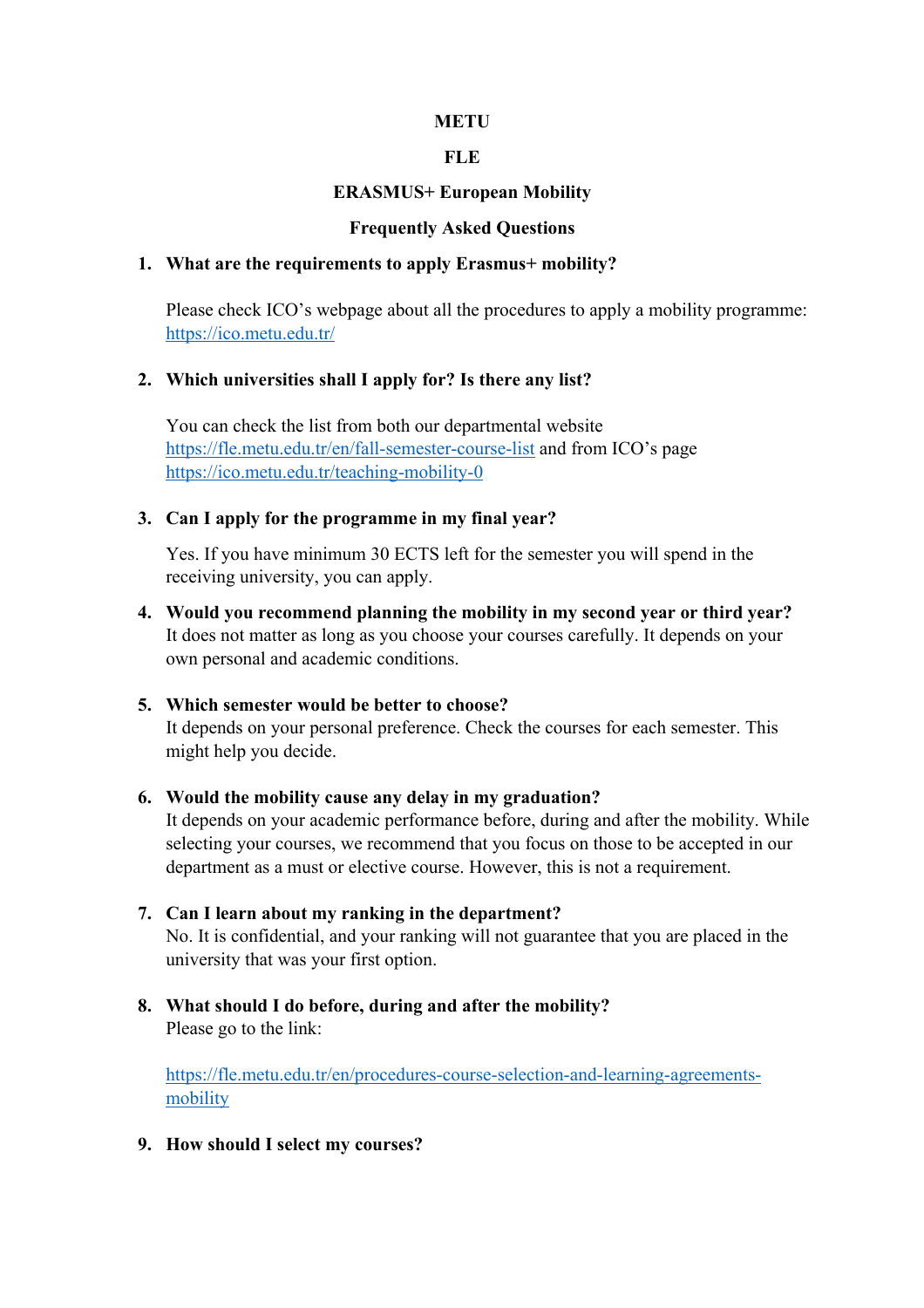**METU**

**FLE**

**ERASMUS+ European Mobility**

**Frequently Asked Questions**

1. **What are the requirements to apply Erasmus+ mobility?**

   Please check ICO's webpage about all the procedures to apply a mobility programme: https://ico.metu.edu.tr/

2. **Which universities shall I apply for? Is there any list?**

   You can check the list from both our departmental website https://fle.metu.edu.tr/en/fall-semester-course-list and from ICO's page https://ico.metu.edu.tr/teaching-mobility-0

3. **Can I apply for the programme in my final year?**

   Yes. If you have minimum 30 ECTS left for the semester you will spend in the receiving university, you can apply.

4. **Would you recommend planning the mobility in my second year or third year?**
   It does not matter as long as you choose your courses carefully. It depends on your own personal and academic conditions.

5. **Which semester would be better to choose?**
   It depends on your personal preference. Check the courses for each semester. This might help you decide.

6. **Would the mobility cause any delay in my graduation?**
   It depends on your academic performance before, during and after the mobility. While selecting your courses, we recommend that you focus on those to be accepted in our department as a must or elective course. However, this is not a requirement.

7. **Can I learn about my ranking in the department?**
   No. It is confidential, and your ranking will not guarantee that you are placed in the university that was your first option.

8. **What should I do before, during and after the mobility?**
   Please go to the link:

   https://fle.metu.edu.tr/en/procedures-course-selection-and-learning-agreements-mobility

9. **How should I select my courses?**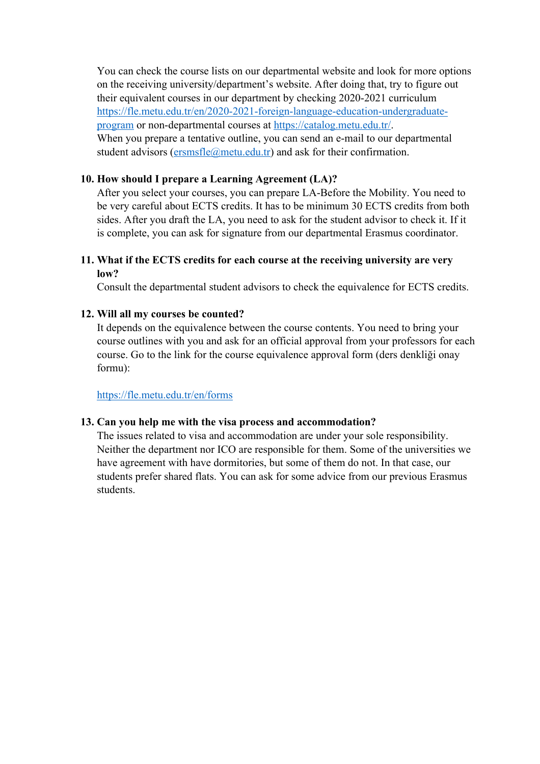You can check the course lists on our departmental website and look for more options on the receiving university/department's website. After doing that, try to figure out their equivalent courses in our department by checking 2020-2021 curriculum https://fle.metu.edu.tr/en/2020-2021-foreign-language-education-undergraduate-program or non-departmental courses at https://catalog.metu.edu.tr/.
When you prepare a tentative outline, you can send an e-mail to our departmental student advisors (ersmsfle@metu.edu.tr) and ask for their confirmation.

10. **How should I prepare a Learning Agreement (LA)?**
    After you select your courses, you can prepare LA-Before the Mobility. You need to be very careful about ECTS credits. It has to be minimum 30 ECTS credits from both sides. After you draft the LA, you need to ask for the student advisor to check it. If it is complete, you can ask for signature from our departmental Erasmus coordinator.

11. **What if the ECTS credits for each course at the receiving university are very low?**
    Consult the departmental student advisors to check the equivalence for ECTS credits.

12. **Will all my courses be counted?**
    It depends on the equivalence between the course contents. You need to bring your course outlines with you and ask for an official approval from your professors for each course. Go to the link for the course equivalence approval form (ders denkliği onay formu):

    https://fle.metu.edu.tr/en/forms

13. **Can you help me with the visa process and accommodation?**
    The issues related to visa and accommodation are under your sole responsibility. Neither the department nor ICO are responsible for them. Some of the universities we have agreement with have dormitories, but some of them do not. In that case, our students prefer shared flats. You can ask for some advice from our previous Erasmus students.